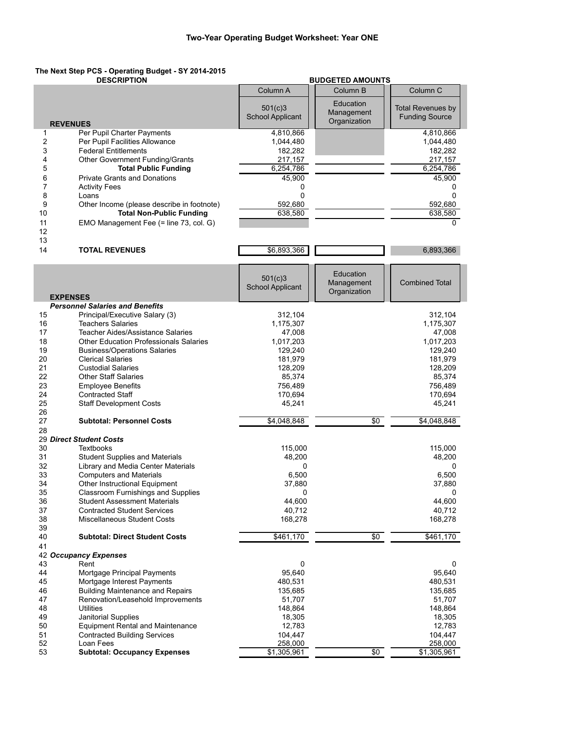### Two-Year Operating Budget Worksheet: Year ONE

**The Next Step PCS - Operating Budget - SY 2014-2015**

| | DESCRIPTION | BUDGETED AMOUNTS | | |
|---|---|---|---|---|
| | | Column A | Column B | Column C |
| | **REVENUES** | 501(c)3 School Applicant | Education Management Organization | Total Revenues by Funding Source |
| 1 | Per Pupil Charter Payments | 4,810,866 | | 4,810,866 |
| 2 | Per Pupil Facilities Allowance | 1,044,480 | | 1,044,480 |
| 3 | Federal Entitlements | 182,282 | | 182,282 |
| 4 | Other Government Funding/Grants | 217,157 | | 217,157 |
| 5 | **Total Public Funding** | 6,254,786 | | 6,254,786 |
| 6 | Private Grants and Donations | 45,900 | | 45,900 |
| 7 | Activity Fees | 0 | | 0 |
| 8 | Loans | 0 | | 0 |
| 9 | Other Income (please describe in footnote) | 592,680 | | 592,680 |
| 10 | **Total Non-Public Funding** | 638,580 | | 638,580 |
| 11 | EMO Management Fee (= line 73, col. G) | | | 0 |
| 12 | | | | |
| 13 | | | | |
| 14 | **TOTAL REVENUES** | $6,893,366 | | 6,893,366 |

| | **EXPENSES** | 501(c)3 School Applicant | Education Management Organization | Combined Total |
|---|---|---|---|---|
| | ***Personnel Salaries and Benefits*** | | | |
| 15 | Principal/Executive Salary (3) | 312,104 | | 312,104 |
| 16 | Teachers Salaries | 1,175,307 | | 1,175,307 |
| 17 | Teacher Aides/Assistance Salaries | 47,008 | | 47,008 |
| 18 | Other Education Professionals Salaries | 1,017,203 | | 1,017,203 |
| 19 | Business/Operations Salaries | 129,240 | | 129,240 |
| 20 | Clerical Salaries | 181,979 | | 181,979 |
| 21 | Custodial Salaries | 128,209 | | 128,209 |
| 22 | Other Staff Salaries | 85,374 | | 85,374 |
| 23 | Employee Benefits | 756,489 | | 756,489 |
| 24 | Contracted Staff | 170,694 | | 170,694 |
| 25 | Staff Development Costs | 45,241 | | 45,241 |
| 26 | | | | |
| 27 | **Subtotal: Personnel Costs** | $4,048,848 | $0 | $4,048,848 |
| 28 | | | | |
| 29 | ***Direct Student Costs*** | | | |
| 30 | Textbooks | 115,000 | | 115,000 |
| 31 | Student Supplies and Materials | 48,200 | | 48,200 |
| 32 | Library and Media Center Materials | 0 | | 0 |
| 33 | Computers and Materials | 6,500 | | 6,500 |
| 34 | Other Instructional Equipment | 37,880 | | 37,880 |
| 35 | Classroom Furnishings and Supplies | 0 | | 0 |
| 36 | Student Assessment Materials | 44,600 | | 44,600 |
| 37 | Contracted Student Services | 40,712 | | 40,712 |
| 38 | Miscellaneous Student Costs | 168,278 | | 168,278 |
| 39 | | | | |
| 40 | **Subtotal: Direct Student Costs** | $461,170 | $0 | $461,170 |
| 41 | | | | |
| 42 | ***Occupancy Expenses*** | | | |
| 43 | Rent | 0 | | 0 |
| 44 | Mortgage Principal Payments | 95,640 | | 95,640 |
| 45 | Mortgage Interest Payments | 480,531 | | 480,531 |
| 46 | Building Maintenance and Repairs | 135,685 | | 135,685 |
| 47 | Renovation/Leasehold Improvements | 51,707 | | 51,707 |
| 48 | Utilities | 148,864 | | 148,864 |
| 49 | Janitorial Supplies | 18,305 | | 18,305 |
| 50 | Equipment Rental and Maintenance | 12,783 | | 12,783 |
| 51 | Contracted Building Services | 104,447 | | 104,447 |
| 52 | Loan Fees | 258,000 | | 258,000 |
| 53 | **Subtotal: Occupancy Expenses** | $1,305,961 | $0 | $1,305,961 |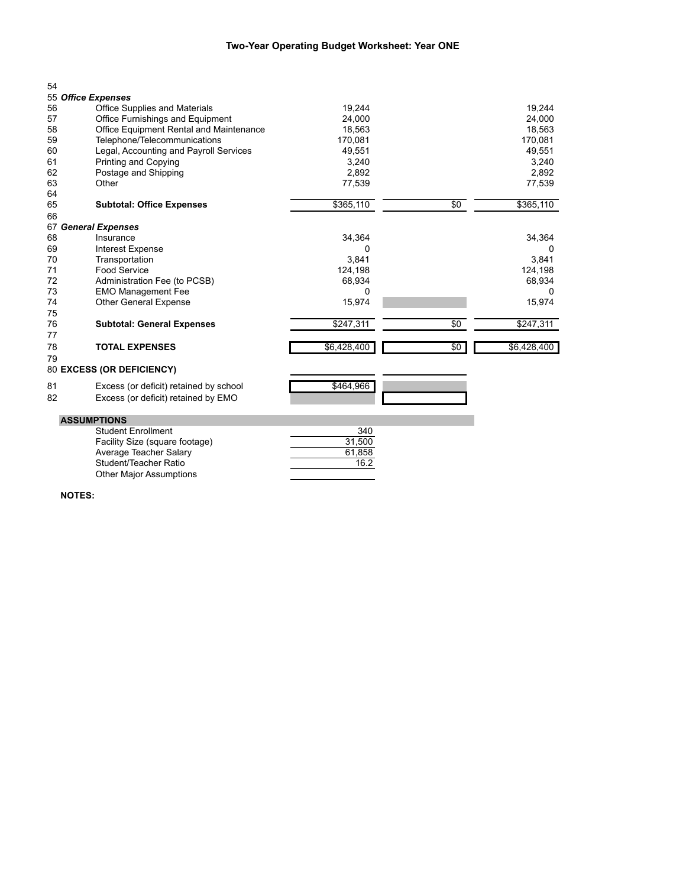**Two-Year Operating Budget Worksheet: Year ONE**

| # | Item | | | |
|---|---|---|---|---|
| 54 | | | | |
| 55 | ***Office Expenses*** | | | |
| 56 | Office Supplies and Materials | 19,244 | | 19,244 |
| 57 | Office Furnishings and Equipment | 24,000 | | 24,000 |
| 58 | Office Equipment Rental and Maintenance | 18,563 | | 18,563 |
| 59 | Telephone/Telecommunications | 170,081 | | 170,081 |
| 60 | Legal, Accounting and Payroll Services | 49,551 | | 49,551 |
| 61 | Printing and Copying | 3,240 | | 3,240 |
| 62 | Postage and Shipping | 2,892 | | 2,892 |
| 63 | Other | 77,539 | | 77,539 |
| 64 | | | | |
| 65 | **Subtotal: Office Expenses** | $365,110 | $0 | $365,110 |
| 66 | | | | |
| 67 | ***General Expenses*** | | | |
| 68 | Insurance | 34,364 | | 34,364 |
| 69 | Interest Expense | 0 | | 0 |
| 70 | Transportation | 3,841 | | 3,841 |
| 71 | Food Service | 124,198 | | 124,198 |
| 72 | Administration Fee (to PCSB) | 68,934 | | 68,934 |
| 73 | EMO Management Fee | 0 | | 0 |
| 74 | Other General Expense | 15,974 | | 15,974 |
| 75 | | | | |
| 76 | **Subtotal: General Expenses** | $247,311 | $0 | $247,311 |
| 77 | | | | |
| 78 | **TOTAL EXPENSES** | $6,428,400 | $0 | $6,428,400 |
| 79 | | | | |
| 80 | **EXCESS (OR DEFICIENCY)** | | | |
| 81 | Excess (or deficit) retained by school | $464,966 | | |
| 82 | Excess (or deficit) retained by EMO | | | |

**ASSUMPTIONS**

| Assumption | Value |
|---|---|
| Student Enrollment | 340 |
| Facility Size (square footage) | 31,500 |
| Average Teacher Salary | 61,858 |
| Student/Teacher Ratio | 16.2 |
| Other Major Assumptions | |

**NOTES:**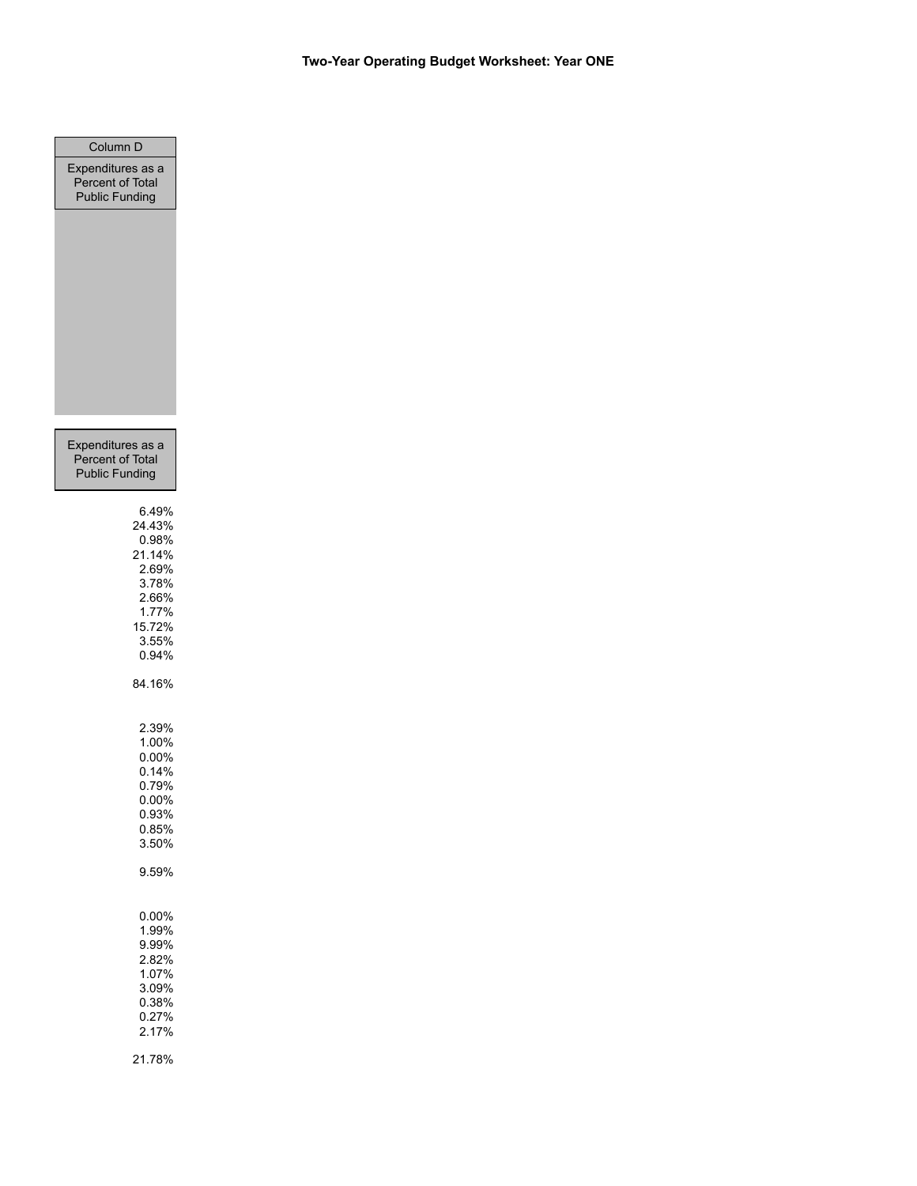**Two-Year Operating Budget Worksheet: Year ONE**

| Column D |
| --- |
| Expenditures as a Percent of Total Public Funding |

| Expenditures as a Percent of Total Public Funding |
| --- |
| 6.49% |
| 24.43% |
| 0.98% |
| 21.14% |
| 2.69% |
| 3.78% |
| 2.66% |
| 1.77% |
| 15.72% |
| 3.55% |
| 0.94% |
| |
| 84.16% |
| |
| |
| 2.39% |
| 1.00% |
| 0.00% |
| 0.14% |
| 0.79% |
| 0.00% |
| 0.93% |
| 0.85% |
| 3.50% |
| |
| 9.59% |
| |
| |
| 0.00% |
| 1.99% |
| 9.99% |
| 2.82% |
| 1.07% |
| 3.09% |
| 0.38% |
| 0.27% |
| 2.17% |
| |
| 21.78% |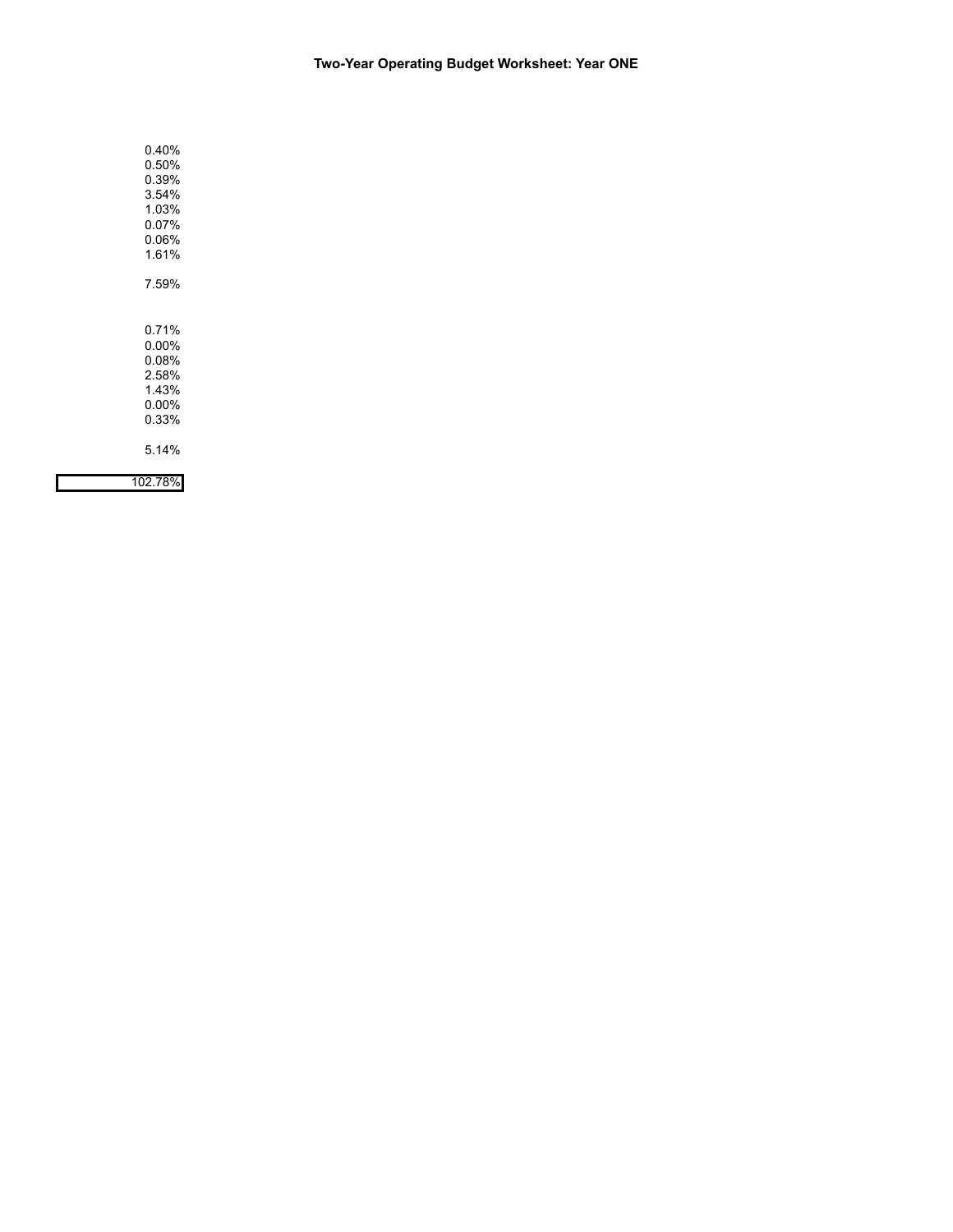**Two-Year Operating Budget Worksheet: Year ONE**

0.40%
0.50%
0.39%
3.54%
1.03%
0.07%
0.06%
1.61%

7.59%

0.71%
0.00%
0.08%
2.58%
1.43%
0.00%
0.33%

5.14%

102.78%